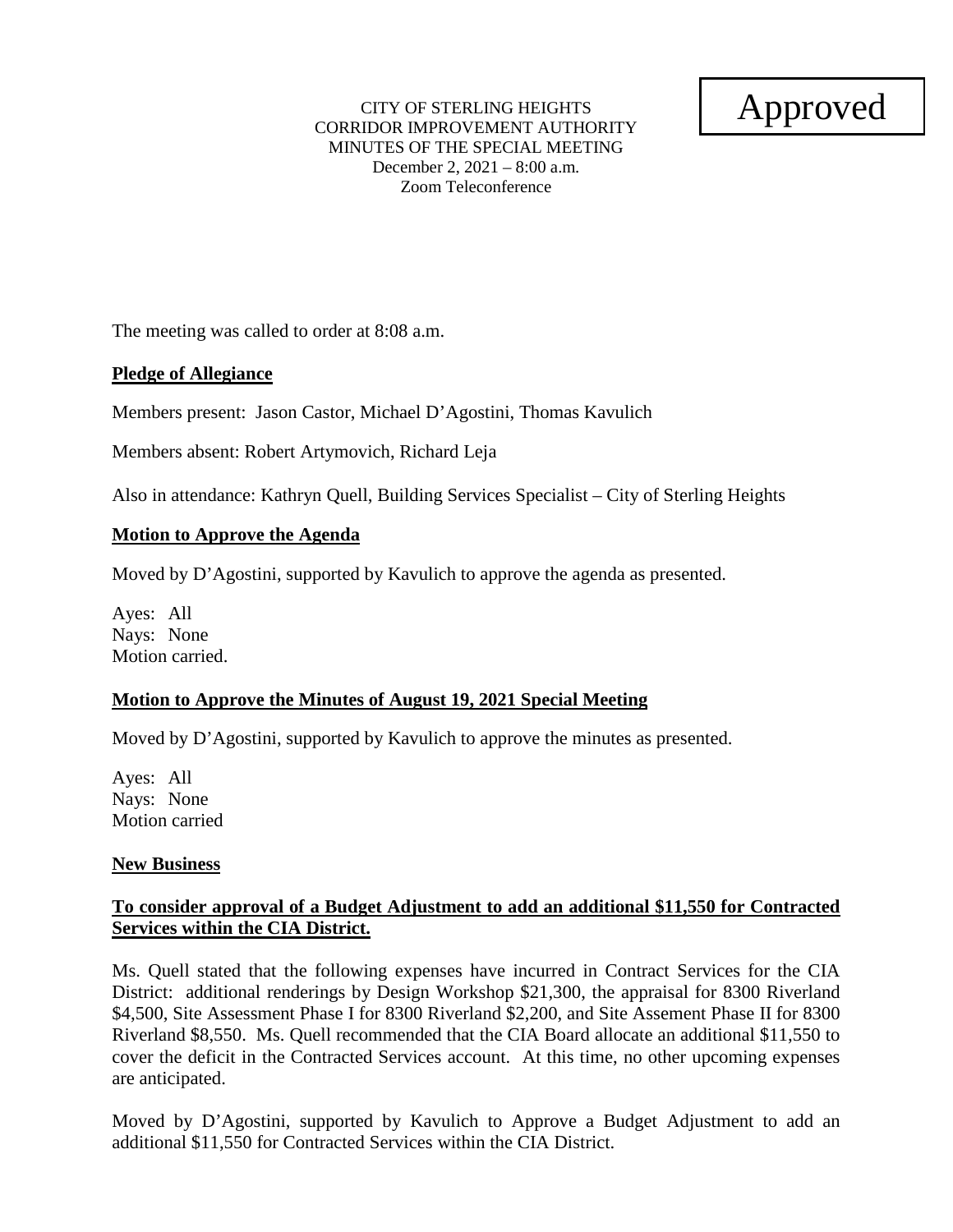Approved

CITY OF STERLING HEIGHTS
CORRIDOR IMPROVEMENT AUTHORITY
MINUTES OF THE SPECIAL MEETING
December 2, 2021 – 8:00 a.m.
Zoom Teleconference

The meeting was called to order at 8:08 a.m.

**Pledge of Allegiance**

Members present: Jason Castor, Michael D'Agostini, Thomas Kavulich

Members absent: Robert Artymovich, Richard Leja

Also in attendance: Kathryn Quell, Building Services Specialist – City of Sterling Heights

**Motion to Approve the Agenda**

Moved by D'Agostini, supported by Kavulich to approve the agenda as presented.

Ayes: All
Nays: None
Motion carried.

**Motion to Approve the Minutes of August 19, 2021 Special Meeting**

Moved by D'Agostini, supported by Kavulich to approve the minutes as presented.

Ayes: All
Nays: None
Motion carried

**New Business**

**To consider approval of a Budget Adjustment to add an additional $11,550 for Contracted Services within the CIA District.**

Ms. Quell stated that the following expenses have incurred in Contract Services for the CIA District: additional renderings by Design Workshop $21,300, the appraisal for 8300 Riverland $4,500, Site Assessment Phase I for 8300 Riverland $2,200, and Site Assement Phase II for 8300 Riverland $8,550. Ms. Quell recommended that the CIA Board allocate an additional $11,550 to cover the deficit in the Contracted Services account. At this time, no other upcoming expenses are anticipated.

Moved by D'Agostini, supported by Kavulich to Approve a Budget Adjustment to add an additional $11,550 for Contracted Services within the CIA District.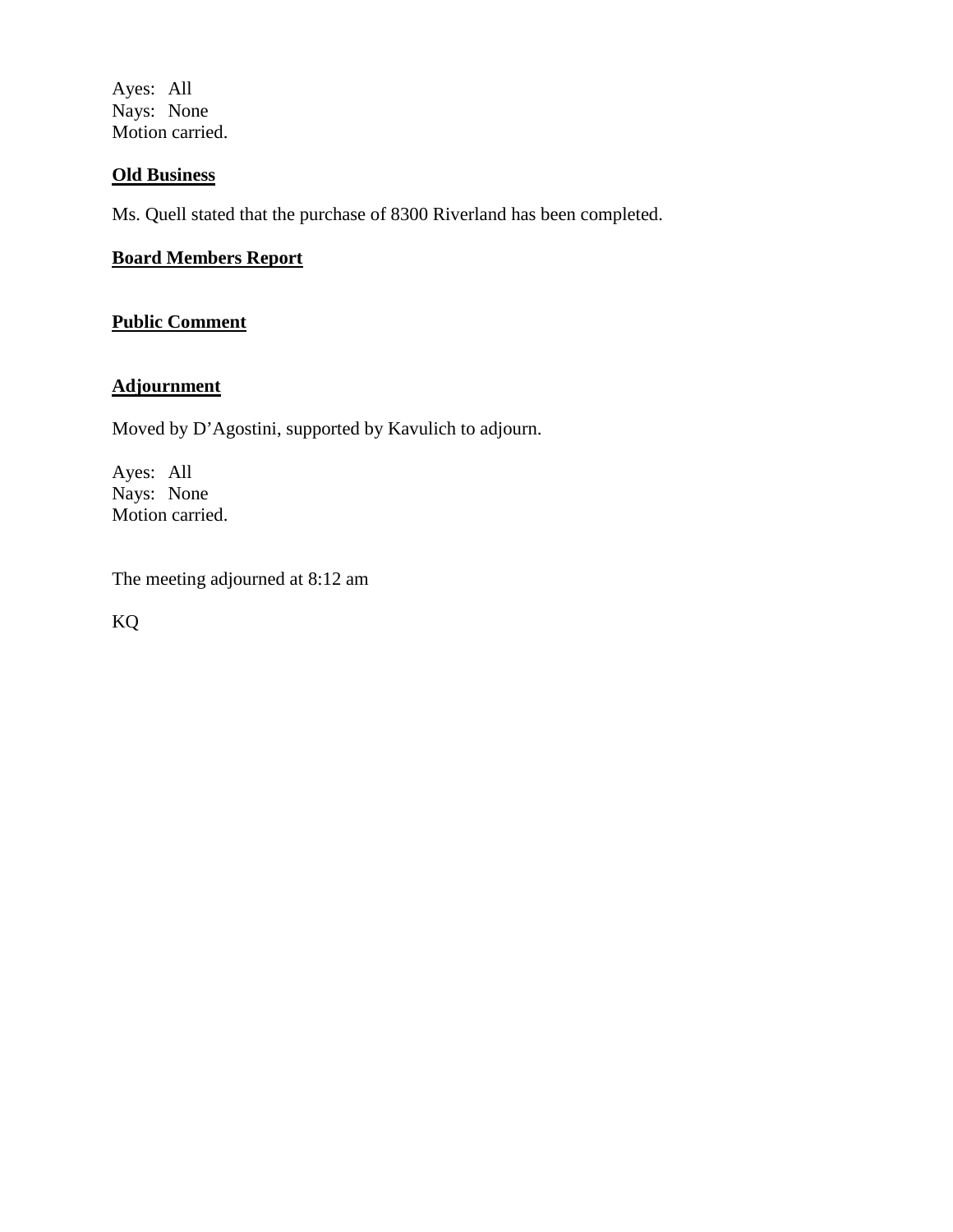Ayes: All
Nays: None
Motion carried.

**Old Business**

Ms. Quell stated that the purchase of 8300 Riverland has been completed.

**Board Members Report**

**Public Comment**

**Adjournment**

Moved by D'Agostini, supported by Kavulich to adjourn.

Ayes: All
Nays: None
Motion carried.

The meeting adjourned at 8:12 am

KQ